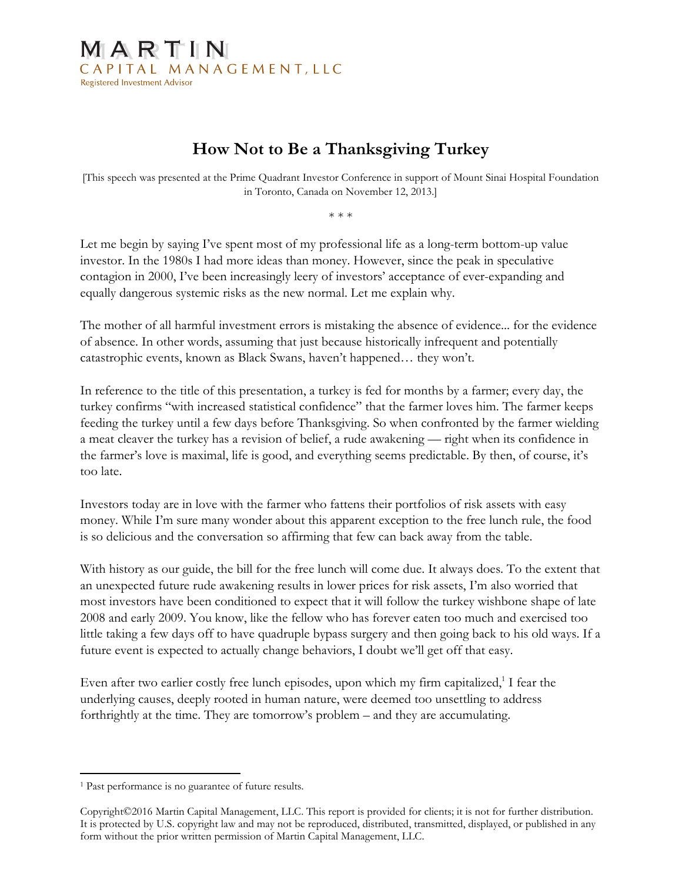MARTIN
CAPITAL MANAGEMENT, LLC
Registered Investment Advisor

# How Not to Be a Thanksgiving Turkey

[This speech was presented at the Prime Quadrant Investor Conference in support of Mount Sinai Hospital Foundation in Toronto, Canada on November 12, 2013.]

\* \* \*

Let me begin by saying I've spent most of my professional life as a long-term bottom-up value investor. In the 1980s I had more ideas than money. However, since the peak in speculative contagion in 2000, I've been increasingly leery of investors' acceptance of ever-expanding and equally dangerous systemic risks as the new normal. Let me explain why.

The mother of all harmful investment errors is mistaking the absence of evidence... for the evidence of absence. In other words, assuming that just because historically infrequent and potentially catastrophic events, known as Black Swans, haven't happened… they won't.

In reference to the title of this presentation, a turkey is fed for months by a farmer; every day, the turkey confirms "with increased statistical confidence" that the farmer loves him. The farmer keeps feeding the turkey until a few days before Thanksgiving. So when confronted by the farmer wielding a meat cleaver the turkey has a revision of belief, a rude awakening — right when its confidence in the farmer's love is maximal, life is good, and everything seems predictable. By then, of course, it's too late.

Investors today are in love with the farmer who fattens their portfolios of risk assets with easy money. While I'm sure many wonder about this apparent exception to the free lunch rule, the food is so delicious and the conversation so affirming that few can back away from the table.

With history as our guide, the bill for the free lunch will come due. It always does. To the extent that an unexpected future rude awakening results in lower prices for risk assets, I'm also worried that most investors have been conditioned to expect that it will follow the turkey wishbone shape of late 2008 and early 2009. You know, like the fellow who has forever eaten too much and exercised too little taking a few days off to have quadruple bypass surgery and then going back to his old ways. If a future event is expected to actually change behaviors, I doubt we'll get off that easy.

Even after two earlier costly free lunch episodes, upon which my firm capitalized,[1] I fear the underlying causes, deeply rooted in human nature, were deemed too unsettling to address forthrightly at the time. They are tomorrow's problem – and they are accumulating.

---

[1] Past performance is no guarantee of future results.

Copyright©2016 Martin Capital Management, LLC. This report is provided for clients; it is not for further distribution. It is protected by U.S. copyright law and may not be reproduced, distributed, transmitted, displayed, or published in any form without the prior written permission of Martin Capital Management, LLC.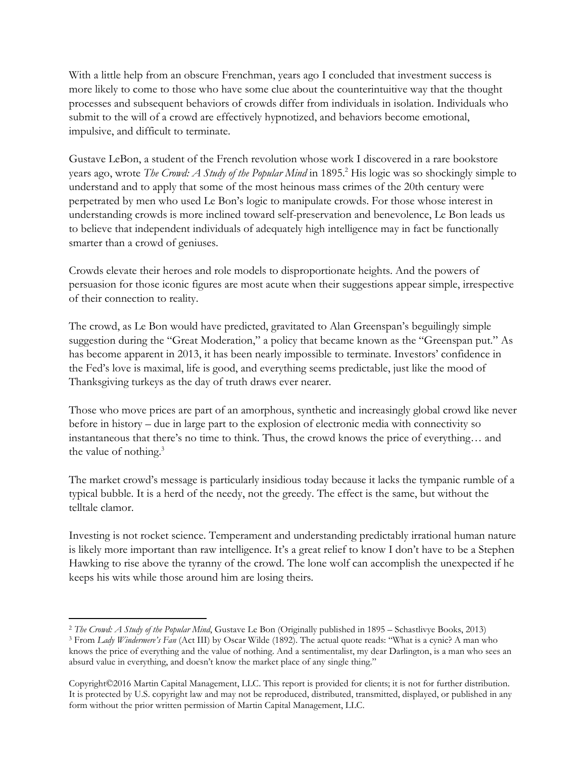With a little help from an obscure Frenchman, years ago I concluded that investment success is more likely to come to those who have some clue about the counterintuitive way that the thought processes and subsequent behaviors of crowds differ from individuals in isolation. Individuals who submit to the will of a crowd are effectively hypnotized, and behaviors become emotional, impulsive, and difficult to terminate.

Gustave LeBon, a student of the French revolution whose work I discovered in a rare bookstore years ago, wrote *The Crowd: A Study of the Popular Mind* in 1895.[2] His logic was so shockingly simple to understand and to apply that some of the most heinous mass crimes of the 20th century were perpetrated by men who used Le Bon's logic to manipulate crowds. For those whose interest in understanding crowds is more inclined toward self-preservation and benevolence, Le Bon leads us to believe that independent individuals of adequately high intelligence may in fact be functionally smarter than a crowd of geniuses.

Crowds elevate their heroes and role models to disproportionate heights. And the powers of persuasion for those iconic figures are most acute when their suggestions appear simple, irrespective of their connection to reality.

The crowd, as Le Bon would have predicted, gravitated to Alan Greenspan's beguilingly simple suggestion during the "Great Moderation," a policy that became known as the "Greenspan put." As has become apparent in 2013, it has been nearly impossible to terminate. Investors' confidence in the Fed's love is maximal, life is good, and everything seems predictable, just like the mood of Thanksgiving turkeys as the day of truth draws ever nearer.

Those who move prices are part of an amorphous, synthetic and increasingly global crowd like never before in history – due in large part to the explosion of electronic media with connectivity so instantaneous that there's no time to think. Thus, the crowd knows the price of everything… and the value of nothing.[3]

The market crowd's message is particularly insidious today because it lacks the tympanic rumble of a typical bubble. It is a herd of the needy, not the greedy. The effect is the same, but without the telltale clamor.

Investing is not rocket science. Temperament and understanding predictably irrational human nature is likely more important than raw intelligence. It's a great relief to know I don't have to be a Stephen Hawking to rise above the tyranny of the crowd. The lone wolf can accomplish the unexpected if he keeps his wits while those around him are losing theirs.

---

[2] *The Crowd: A Study of the Popular Mind*, Gustave Le Bon (Originally published in 1895 – Schastlivye Books, 2013)

[3] From *Lady Windermere's Fan* (Act III) by Oscar Wilde (1892). The actual quote reads: "What is a cynic? A man who knows the price of everything and the value of nothing. And a sentimentalist, my dear Darlington, is a man who sees an absurd value in everything, and doesn't know the market place of any single thing."

Copyright©2016 Martin Capital Management, LLC. This report is provided for clients; it is not for further distribution. It is protected by U.S. copyright law and may not be reproduced, distributed, transmitted, displayed, or published in any form without the prior written permission of Martin Capital Management, LLC.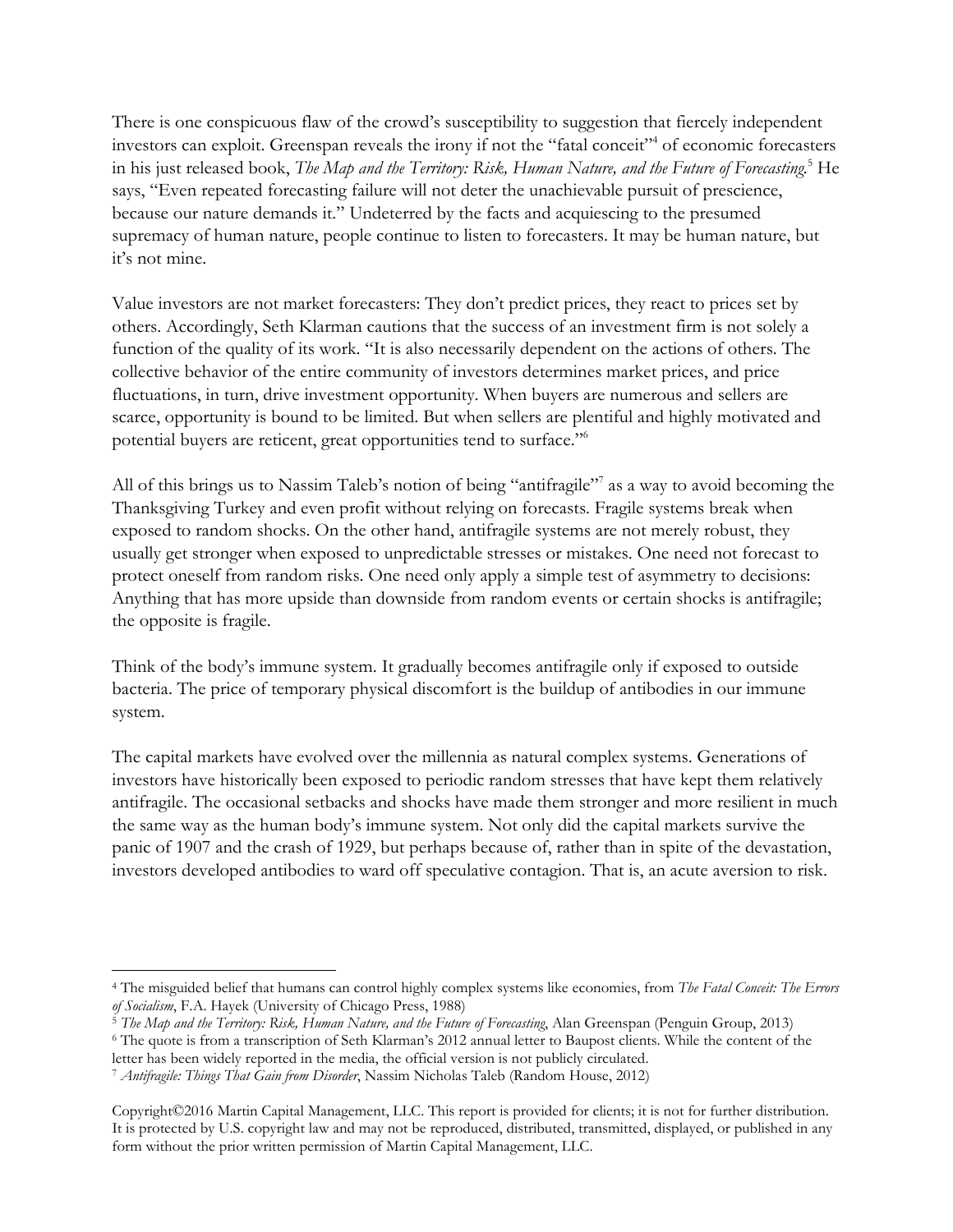There is one conspicuous flaw of the crowd's susceptibility to suggestion that fiercely independent investors can exploit. Greenspan reveals the irony if not the "fatal conceit"[4] of economic forecasters in his just released book, *The Map and the Territory: Risk, Human Nature, and the Future of Forecasting.*[5] He says, "Even repeated forecasting failure will not deter the unachievable pursuit of prescience, because our nature demands it." Undeterred by the facts and acquiescing to the presumed supremacy of human nature, people continue to listen to forecasters. It may be human nature, but it's not mine.

Value investors are not market forecasters: They don't predict prices, they react to prices set by others. Accordingly, Seth Klarman cautions that the success of an investment firm is not solely a function of the quality of its work. "It is also necessarily dependent on the actions of others. The collective behavior of the entire community of investors determines market prices, and price fluctuations, in turn, drive investment opportunity. When buyers are numerous and sellers are scarce, opportunity is bound to be limited. But when sellers are plentiful and highly motivated and potential buyers are reticent, great opportunities tend to surface."[6]

All of this brings us to Nassim Taleb's notion of being "antifragile"[7] as a way to avoid becoming the Thanksgiving Turkey and even profit without relying on forecasts. Fragile systems break when exposed to random shocks. On the other hand, antifragile systems are not merely robust, they usually get stronger when exposed to unpredictable stresses or mistakes. One need not forecast to protect oneself from random risks. One need only apply a simple test of asymmetry to decisions: Anything that has more upside than downside from random events or certain shocks is antifragile; the opposite is fragile.

Think of the body's immune system. It gradually becomes antifragile only if exposed to outside bacteria. The price of temporary physical discomfort is the buildup of antibodies in our immune system.

The capital markets have evolved over the millennia as natural complex systems. Generations of investors have historically been exposed to periodic random stresses that have kept them relatively antifragile. The occasional setbacks and shocks have made them stronger and more resilient in much the same way as the human body's immune system. Not only did the capital markets survive the panic of 1907 and the crash of 1929, but perhaps because of, rather than in spite of the devastation, investors developed antibodies to ward off speculative contagion. That is, an acute aversion to risk.

---

[4] The misguided belief that humans can control highly complex systems like economies, from *The Fatal Conceit: The Errors of Socialism*, F.A. Hayek (University of Chicago Press, 1988)

[5] *The Map and the Territory: Risk, Human Nature, and the Future of Forecasting*, Alan Greenspan (Penguin Group, 2013)

[6] The quote is from a transcription of Seth Klarman's 2012 annual letter to Baupost clients. While the content of the letter has been widely reported in the media, the official version is not publicly circulated.

[7] *Antifragile: Things That Gain from Disorder*, Nassim Nicholas Taleb (Random House, 2012)

Copyright©2016 Martin Capital Management, LLC. This report is provided for clients; it is not for further distribution. It is protected by U.S. copyright law and may not be reproduced, distributed, transmitted, displayed, or published in any form without the prior written permission of Martin Capital Management, LLC.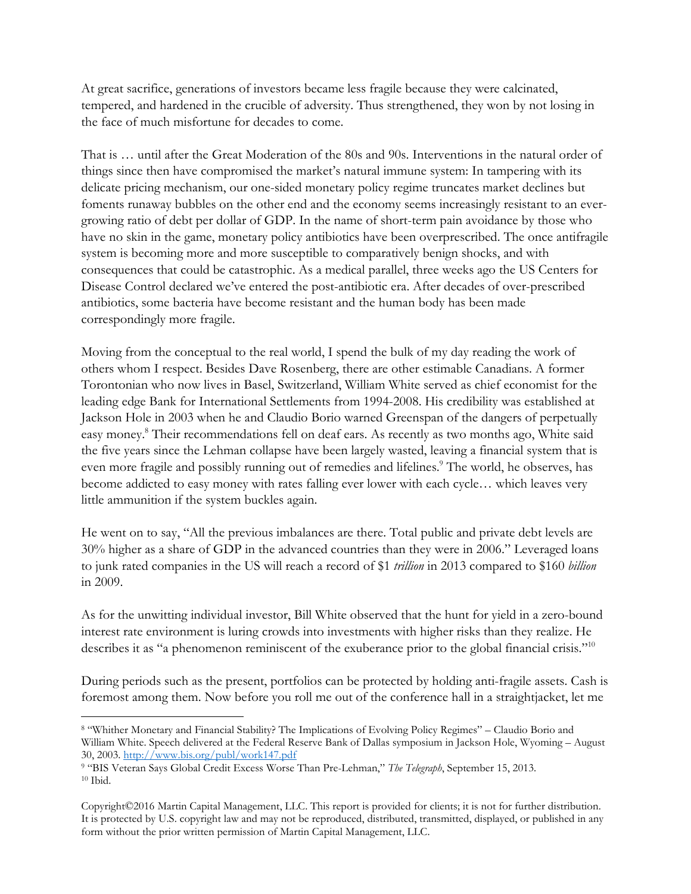At great sacrifice, generations of investors became less fragile because they were calcinated, tempered, and hardened in the crucible of adversity. Thus strengthened, they won by not losing in the face of much misfortune for decades to come.

That is … until after the Great Moderation of the 80s and 90s. Interventions in the natural order of things since then have compromised the market's natural immune system: In tampering with its delicate pricing mechanism, our one-sided monetary policy regime truncates market declines but foments runaway bubbles on the other end and the economy seems increasingly resistant to an ever-growing ratio of debt per dollar of GDP. In the name of short-term pain avoidance by those who have no skin in the game, monetary policy antibiotics have been overprescribed. The once antifragile system is becoming more and more susceptible to comparatively benign shocks, and with consequences that could be catastrophic. As a medical parallel, three weeks ago the US Centers for Disease Control declared we've entered the post-antibiotic era. After decades of over-prescribed antibiotics, some bacteria have become resistant and the human body has been made correspondingly more fragile.

Moving from the conceptual to the real world, I spend the bulk of my day reading the work of others whom I respect. Besides Dave Rosenberg, there are other estimable Canadians. A former Torontonian who now lives in Basel, Switzerland, William White served as chief economist for the leading edge Bank for International Settlements from 1994-2008. His credibility was established at Jackson Hole in 2003 when he and Claudio Borio warned Greenspan of the dangers of perpetually easy money.[8] Their recommendations fell on deaf ears. As recently as two months ago, White said the five years since the Lehman collapse have been largely wasted, leaving a financial system that is even more fragile and possibly running out of remedies and lifelines.[9] The world, he observes, has become addicted to easy money with rates falling ever lower with each cycle… which leaves very little ammunition if the system buckles again.

He went on to say, "All the previous imbalances are there. Total public and private debt levels are 30% higher as a share of GDP in the advanced countries than they were in 2006." Leveraged loans to junk rated companies in the US will reach a record of $1 *trillion* in 2013 compared to $160 *billion* in 2009.

As for the unwitting individual investor, Bill White observed that the hunt for yield in a zero-bound interest rate environment is luring crowds into investments with higher risks than they realize. He describes it as "a phenomenon reminiscent of the exuberance prior to the global financial crisis."[10]

During periods such as the present, portfolios can be protected by holding anti-fragile assets. Cash is foremost among them. Now before you roll me out of the conference hall in a straightjacket, let me

---

[8] "Whither Monetary and Financial Stability? The Implications of Evolving Policy Regimes" – Claudio Borio and William White. Speech delivered at the Federal Reserve Bank of Dallas symposium in Jackson Hole, Wyoming – August 30, 2003. http://www.bis.org/publ/work147.pdf

[9] "BIS Veteran Says Global Credit Excess Worse Than Pre-Lehman," *The Telegraph*, September 15, 2013.

[10] Ibid.

Copyright©2016 Martin Capital Management, LLC. This report is provided for clients; it is not for further distribution. It is protected by U.S. copyright law and may not be reproduced, distributed, transmitted, displayed, or published in any form without the prior written permission of Martin Capital Management, LLC.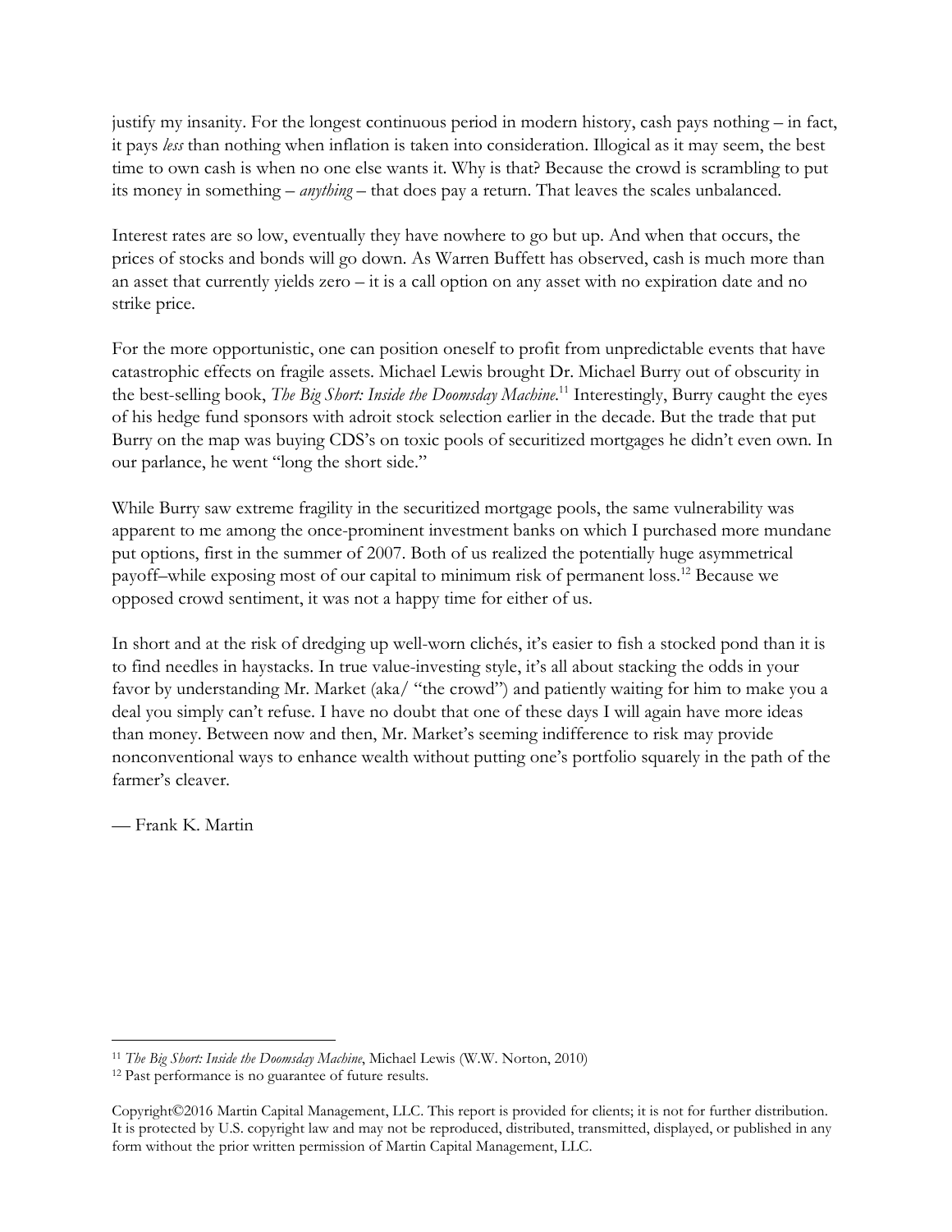justify my insanity. For the longest continuous period in modern history, cash pays nothing – in fact, it pays *less* than nothing when inflation is taken into consideration. Illogical as it may seem, the best time to own cash is when no one else wants it. Why is that? Because the crowd is scrambling to put its money in something – *anything* – that does pay a return. That leaves the scales unbalanced.

Interest rates are so low, eventually they have nowhere to go but up. And when that occurs, the prices of stocks and bonds will go down. As Warren Buffett has observed, cash is much more than an asset that currently yields zero – it is a call option on any asset with no expiration date and no strike price.

For the more opportunistic, one can position oneself to profit from unpredictable events that have catastrophic effects on fragile assets. Michael Lewis brought Dr. Michael Burry out of obscurity in the best-selling book, *The Big Short: Inside the Doomsday Machine.*[11] Interestingly, Burry caught the eyes of his hedge fund sponsors with adroit stock selection earlier in the decade. But the trade that put Burry on the map was buying CDS's on toxic pools of securitized mortgages he didn't even own. In our parlance, he went "long the short side."

While Burry saw extreme fragility in the securitized mortgage pools, the same vulnerability was apparent to me among the once-prominent investment banks on which I purchased more mundane put options, first in the summer of 2007. Both of us realized the potentially huge asymmetrical payoff–while exposing most of our capital to minimum risk of permanent loss.[12] Because we opposed crowd sentiment, it was not a happy time for either of us.

In short and at the risk of dredging up well-worn clichés, it's easier to fish a stocked pond than it is to find needles in haystacks. In true value-investing style, it's all about stacking the odds in your favor by understanding Mr. Market (aka/ "the crowd") and patiently waiting for him to make you a deal you simply can't refuse. I have no doubt that one of these days I will again have more ideas than money. Between now and then, Mr. Market's seeming indifference to risk may provide nonconventional ways to enhance wealth without putting one's portfolio squarely in the path of the farmer's cleaver.

— Frank K. Martin

---

[11] *The Big Short: Inside the Doomsday Machine*, Michael Lewis (W.W. Norton, 2010)

[12] Past performance is no guarantee of future results.

Copyright©2016 Martin Capital Management, LLC. This report is provided for clients; it is not for further distribution. It is protected by U.S. copyright law and may not be reproduced, distributed, transmitted, displayed, or published in any form without the prior written permission of Martin Capital Management, LLC.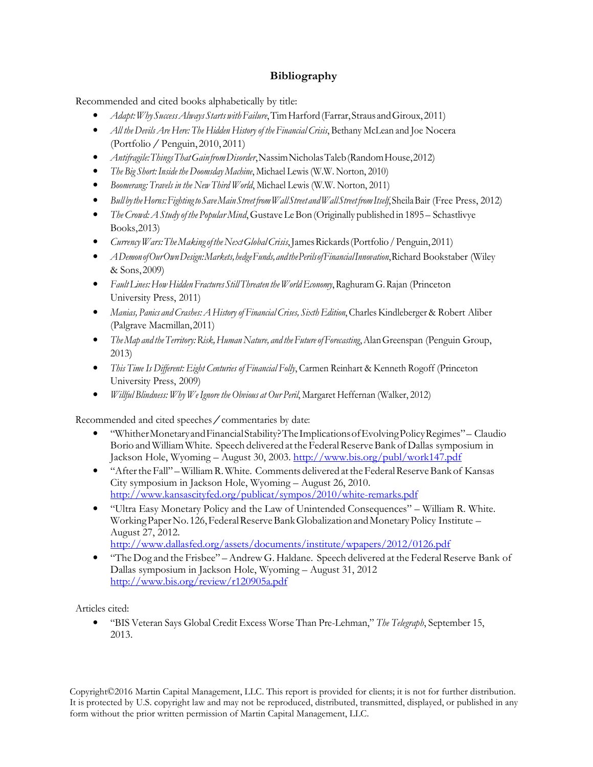## Bibliography

Recommended and cited books alphabetically by title:

- *Adapt: Why Success Always Starts with Failure*, Tim Harford (Farrar, Straus and Giroux, 2011)
- *All the Devils Are Here: The Hidden History of the Financial Crisis*, Bethany McLean and Joe Nocera (Portfolio / Penguin, 2010, 2011)
- *Antifragile: Things That Gain from Disorder*, Nassim Nicholas Taleb (Random House, 2012)
- *The Big Short: Inside the Doomsday Machine*, Michael Lewis (W.W. Norton, 2010)
- *Boomerang: Travels in the New Third World*, Michael Lewis (W.W. Norton, 2011)
- *Bull by the Horns: Fighting to Save Main Street from Wall Street and Wall Street from Itself*, Sheila Bair (Free Press, 2012)
- *The Crowd: A Study of the Popular Mind*, Gustave Le Bon (Originally published in 1895 – Schastlivyye Books, 2013)
- *Currency Wars: The Making of the Next Global Crisis*, James Rickards (Portfolio / Penguin, 2011)
- *A Demon of Our Own Design: Markets, hedge Funds, and the Perils of Financial Innovation*, Richard Bookstaber (Wiley & Sons, 2009)
- *Fault Lines: How Hidden Fractures Still Threaten the World Economy*, Raghuram G. Rajan (Princeton University Press, 2011)
- *Manias, Panics and Crashes: A History of Financial Crises, Sixth Edition*, Charles Kindleberger & Robert Aliber (Palgrave Macmillan, 2011)
- *The Map and the Territory: Risk, Human Nature, and the Future of Forecasting*, Alan Greenspan (Penguin Group, 2013)
- *This Time Is Different: Eight Centuries of Financial Folly*, Carmen Reinhart & Kenneth Rogoff (Princeton University Press, 2009)
- *Willful Blindness: Why We Ignore the Obvious at Our Peril*, Margaret Heffernan (Walker, 2012)

Recommended and cited speeches / commentaries by date:

- "Whither Monetary and Financial Stability? The Implications of Evolving Policy Regimes" – Claudio Borio and William White. Speech delivered at the Federal Reserve Bank of Dallas symposium in Jackson Hole, Wyoming – August 30, 2003. http://www.bis.org/publ/work147.pdf
- "After the Fall" – William R. White. Comments delivered at the Federal Reserve Bank of Kansas City symposium in Jackson Hole, Wyoming – August 26, 2010. http://www.kansascityfed.org/publicat/sympos/2010/white-remarks.pdf
- "Ultra Easy Monetary Policy and the Law of Unintended Consequences" – William R. White. Working Paper No. 126, Federal Reserve Bank Globalization and Monetary Policy Institute – August 27, 2012. http://www.dallasfed.org/assets/documents/institute/wpapers/2012/0126.pdf
- "The Dog and the Frisbee" – Andrew G. Haldane. Speech delivered at the Federal Reserve Bank of Dallas symposium in Jackson Hole, Wyoming – August 31, 2012 http://www.bis.org/review/r120905a.pdf

Articles cited:

- "BIS Veteran Says Global Credit Excess Worse Than Pre-Lehman," *The Telegraph*, September 15, 2013.

Copyright©2016 Martin Capital Management, LLC. This report is provided for clients; it is not for further distribution. It is protected by U.S. copyright law and may not be reproduced, distributed, transmitted, displayed, or published in any form without the prior written permission of Martin Capital Management, LLC.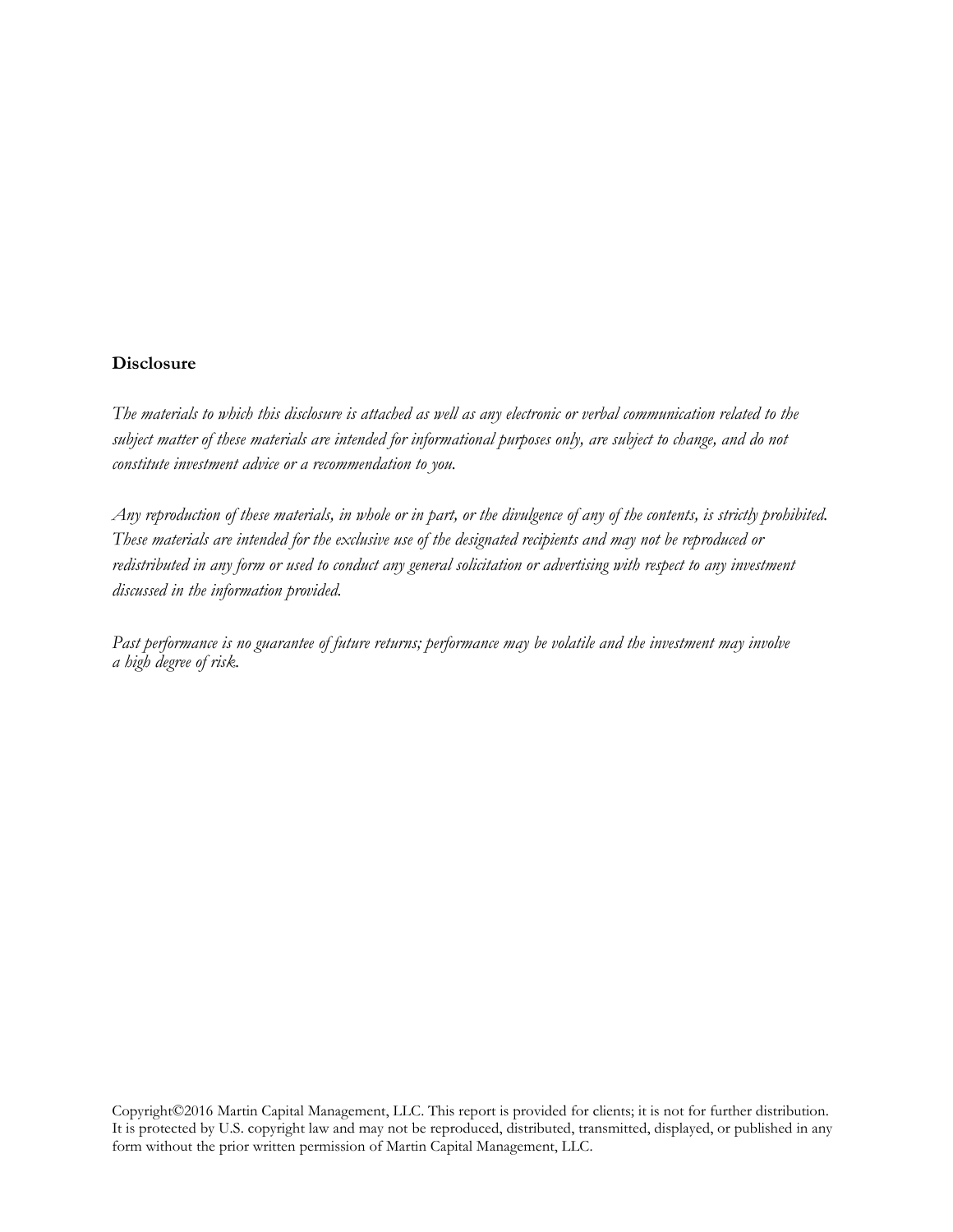**Disclosure**

*The materials to which this disclosure is attached as well as any electronic or verbal communication related to the subject matter of these materials are intended for informational purposes only, are subject to change, and do not constitute investment advice or a recommendation to you.*

*Any reproduction of these materials, in whole or in part, or the divulgence of any of the contents, is strictly prohibited. These materials are intended for the exclusive use of the designated recipients and may not be reproduced or redistributed in any form or used to conduct any general solicitation or advertising with respect to any investment discussed in the information provided.*

*Past performance is no guarantee of future returns; performance may be volatile and the investment may involve a high degree of risk.*

Copyright©2016 Martin Capital Management, LLC. This report is provided for clients; it is not for further distribution. It is protected by U.S. copyright law and may not be reproduced, distributed, transmitted, displayed, or published in any form without the prior written permission of Martin Capital Management, LLC.